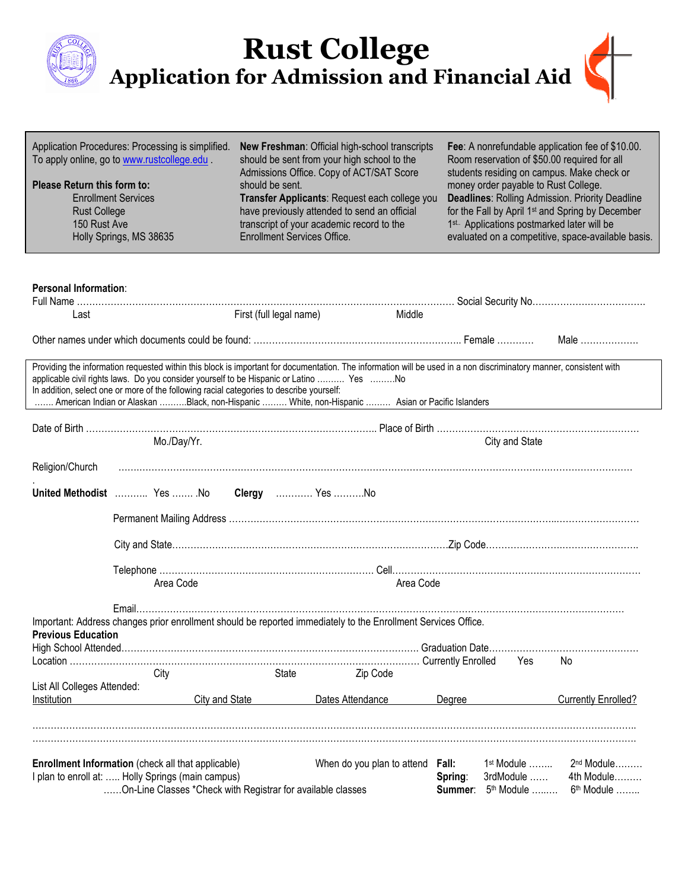# Rust College

## Application for Admission and Financial Aid

Application Procedures: Processing is simplified. To apply online, go to www.rustcollege.edu .

**Please Return this form to:**
Enrollment Services
Rust College
150 Rust Ave
Holly Springs, MS 38635

**New Freshman**: Official high-school transcripts should be sent from your high school to the Admissions Office. Copy of ACT/SAT Score should be sent.
**Transfer Applicants**: Request each college you have previously attended to send an official transcript of your academic record to the Enrollment Services Office.

**Fee**: A nonrefundable application fee of $10.00. Room reservation of $50.00 required for all students residing on campus. Make check or money order payable to Rust College.
**Deadlines**: Rolling Admission. Priority Deadline for the Fall by April 1st and Spring by December 1st. Applications postmarked later will be evaluated on a competitive, space-available basis.

**Personal Information**:

Full Name ………………………………………………………………………………… Social Security No………………………………
Last First (full legal name) Middle

Other names under which documents could be found: ……………………………………………………… Female ………… Male ………………

Providing the information requested within this block is important for documentation. The information will be used in a non discriminatory manner, consistent with applicable civil rights laws. Do you consider yourself to be Hispanic or Latino ………. Yes ………No
In addition, select one or more of the following racial categories to describe yourself:
……. American Indian or Alaskan ……….Black, non-Hispanic ……… White, non-Hispanic ……… Asian or Pacific Islanders

Date of Birth ……………………………………………………………………………… Place of Birth …………………………………………………………
Mo./Day/Yr. City and State

Religion/Church ………………………………………………………………………………………………………………………………

**United Methodist** ……….. Yes ……. .No **Clergy** ………… Yes ……….No

Permanent Mailing Address ……………………………………………………………………………………………………………

City and State………………………………………………………………………………Zip Code……………………………………………

Telephone ……………………………………………………………… Cell………………………………………………………………………
Area Code Area Code

Email……………………………………………………………………………………………………………………………………

Important: Address changes prior enrollment should be reported immediately to the Enrollment Services Office.

**Previous Education**

High School Attended……………………………………………………………………………… Graduation Date…………………………………………
Location ……………………………………………………………………………………………… Currently Enrolled Yes No
City State Zip Code

List All Colleges Attended:

| Institution | City and State | Dates Attendance | Degree | Currently Enrolled? |
|---|---|---|---|---|
| | | | | |
| | | | | |

**Enrollment Information** (check all that applicable)
I plan to enroll at: ….. Holly Springs (main campus)
……On-Line Classes *Check with Registrar for available classes

When do you plan to attend
**Fall:** 1st Module …….. 2nd Module………
**Spring**: 3rdModule …… 4th Module………
**Summer**: 5th Module ……… 6th Module ……..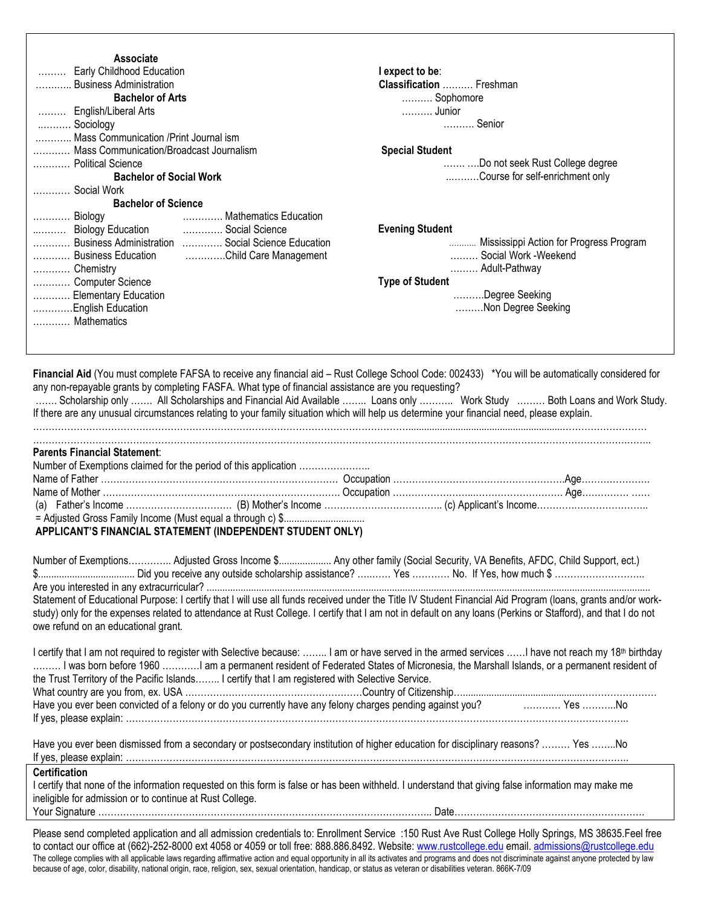**Associate**

……… Early Childhood Education
……….. Business Administration

**Bachelor of Arts**

……… English/Liberal Arts
……….. Sociology
……….. Mass Communication /Print Journal ism
………… Mass Communication/Broadcast Journalism
………… Political Science

**Bachelor of Social Work**

………… Social Work

**Bachelor of Science**

………… Biology
………… Biology Education
………… Business Administration
………… Business Education
………… Chemistry
………… Computer Science
………… Elementary Education
…………English Education
………… Mathematics
………… Mathematics Education
………… Social Science
………… Social Science Education
…………Child Care Management

**I expect to be**:

**Classification** ………. Freshman
………. Sophomore
………. Junior
………. Senior

**Special Student**

……. ….Do not seek Rust College degree
……….Course for self-enrichment only

**Evening Student**

……….. Mississippi Action for Progress Program
……… Social Work -Weekend
……… Adult-Pathway

**Type of Student**

………Degree Seeking
………Non Degree Seeking

**Financial Aid** (You must complete FAFSA to receive any financial aid – Rust College School Code: 002433) *You will be automatically considered for any non-repayable grants by completing FASFA. What type of financial assistance are you requesting?

……. Scholarship only ……. All Scholarships and Financial Aid Available …….. Loans only ……….. Work Study ……… Both Loans and Work Study.

If there are any unusual circumstances relating to your family situation which will help us determine your financial need, please explain.

……………………………………………………………………………………………………………………………………………………

……………………………………………………………………………………………………………………………………………………

**Parents Financial Statement**:

Number of Exemptions claimed for the period of this application …………………..

Name of Father ………………………………………………………………… Occupation ……………………………………………Age…………………

Name of Mother ………………………………………………………………… Occupation ……………………………………………. Age…………… ……

(a) Father's Income …………………………… (B) Mother's Income ……………………………….. (c) Applicant's Income……………………………..

= Adjusted Gross Family Income (Must equal a through c) $..............................

**APPLICANT'S FINANCIAL STATEMENT (INDEPENDENT STUDENT ONLY)**

Number of Exemptions…………. Adjusted Gross Income $.................... Any other family (Social Security, VA Benefits, AFDC, Child Support, ect.) $.................................... Did you receive any outside scholarship assistance? ………. Yes ……….. No. If Yes, how much $ ………………………..

Are you interested in any extracurricular? .....................................................................................................................................................

Statement of Educational Purpose: I certify that I will use all funds received under the Title IV Student Financial Aid Program (loans, grants and/or work-study) only for the expenses related to attendance at Rust College. I certify that I am not in default on any loans (Perkins or Stafford), and that I do not owe refund on an educational grant.

I certify that I am not required to register with Selective because: …….. I am or have served in the armed services ……I have not reach my 18th birthday ……… I was born before 1960 …………I am a permanent resident of Federated States of Micronesia, the Marshall Islands, or a permanent resident of the Trust Territory of the Pacific Islands…….. I certify that I am registered with Selective Service.

What country are you from, ex. USA …………………………………………………Country of Citizenship……………………………………………………

Have you ever been convicted of a felony or do you currently have any felony charges pending against you? ………… Yes ………..No

If yes, please explain: ……………………………………………………………………………………………………………………………………………

Have you ever been dismissed from a secondary or postsecondary institution of higher education for disciplinary reasons? ……… Yes ……..No

If yes, please explain: ……………………………………………………………………………………………………………………………………………

**Certification**

I certify that none of the information requested on this form is false or has been withheld. I understand that giving false information may make me ineligible for admission or to continue at Rust College.

Your Signature …………………………………………………………………………………………. Date……………………………………………………

Please send completed application and all admission credentials to: Enrollment Service :150 Rust Ave Rust College Holly Springs, MS 38635.Feel free to contact our office at (662)-252-8000 ext 4058 or 4059 or toll free: 888.886.8492. Website: www.rustcollege.edu email. admissions@rustcollege.edu

The college complies with all applicable laws regarding affirmative action and equal opportunity in all its activates and programs and does not discriminate against anyone protected by law because of age, color, disability, national origin, race, religion, sex, sexual orientation, handicap, or status as veteran or disabilities veteran. 866K-7/09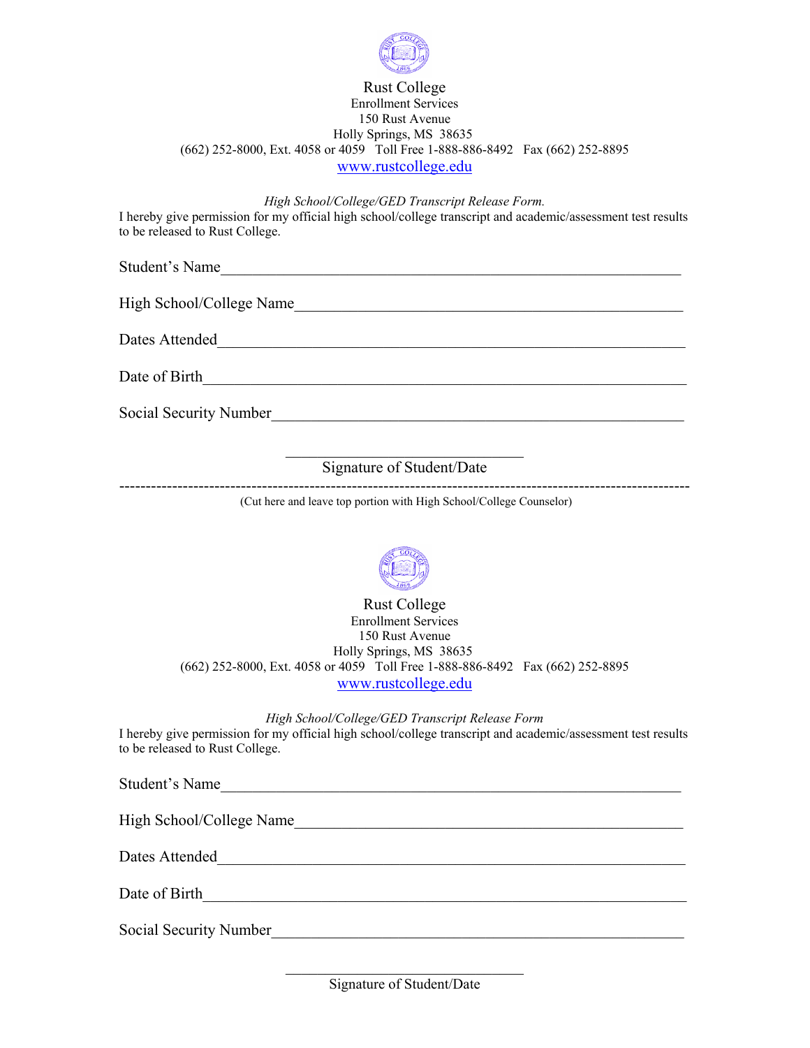Rust College
Enrollment Services
150 Rust Avenue
Holly Springs, MS 38635
(662) 252-8000, Ext. 4058 or 4059 Toll Free 1-888-886-8492 Fax (662) 252-8895
www.rustcollege.edu

*High School/College/GED Transcript Release Form.*

I hereby give permission for my official high school/college transcript and academic/assessment test results to be released to Rust College.

Student's Name_______________________________________________________________

High School/College Name_____________________________________________________

Dates Attended_______________________________________________________________

Date of Birth________________________________________________________________

Social Security Number_______________________________________________________

______________________________
Signature of Student/Date

-----------------------------------------------------------------------------------------------------------

(Cut here and leave top portion with High School/College Counselor)

Rust College
Enrollment Services
150 Rust Avenue
Holly Springs, MS 38635
(662) 252-8000, Ext. 4058 or 4059 Toll Free 1-888-886-8492 Fax (662) 252-8895
www.rustcollege.edu

*High School/College/GED Transcript Release Form*

I hereby give permission for my official high school/college transcript and academic/assessment test results to be released to Rust College.

Student's Name_______________________________________________________________

High School/College Name_____________________________________________________

Dates Attended_______________________________________________________________

Date of Birth________________________________________________________________

Social Security Number_______________________________________________________

______________________________
Signature of Student/Date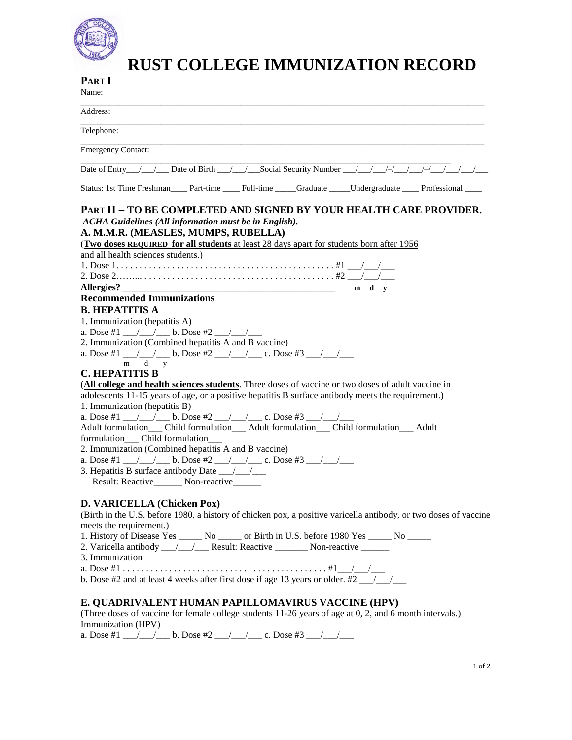# RUST COLLEGE IMMUNIZATION RECORD

## PART I

Name: ______________________________________________________________________________________

Address: ______________________________________________________________________________________

Telephone: ______________________________________________________________________________________

Emergency Contact: ______________________________________________________________________________

Date of Entry___/___/___ Date of Birth ___/___/___Social Security Number ___/___/___/–/___/___/–/___/___/___/___

Status: 1st Time Freshman____ Part-time ____ Full-time _____Graduate _____Undergraduate ____ Professional ____

## PART II – TO BE COMPLETED AND SIGNED BY YOUR HEALTH CARE PROVIDER.

*ACHA Guidelines (All information must be in English).*

### A. M.M.R. (MEASLES, MUMPS, RUBELLA)

(**Two doses REQUIRED for all students** at least 28 days apart for students born after 1956 and all health sciences students.)

1. Dose 1. . . . . . . . . . . . . . . . . . . . . . . . . . . . . . . . . . . . . . . . . . . . . . . #1 ___/___/___
2. Dose 2…….. . . . . . . . . . . . . . . . . . . . . . . . . . . . . . . . . . . . . . . . . . #2 ___/___/___

**Allergies?** _____________________________________________ m d y

### Recommended Immunizations

### B. HEPATITIS A

1. Immunization (hepatitis A)

a. Dose #1 ___/___/___ b. Dose #2 ___/___/___

2. Immunization (Combined hepatitis A and B vaccine)

a. Dose #1 ___/___/___ b. Dose #2 ___/___/___ c. Dose #3 ___/___/___
m d y

### C. HEPATITIS B

(**All college and health sciences students**. Three doses of vaccine or two doses of adult vaccine in adolescents 11-15 years of age, or a positive hepatitis B surface antibody meets the requirement.)

1. Immunization (hepatitis B)

a. Dose #1 ___/___/___ b. Dose #2 ___/___/___ c. Dose #3 ___/___/___

Adult formulation___ Child formulation___ Adult formulation___ Child formulation___ Adult formulation___ Child formulation___

2. Immunization (Combined hepatitis A and B vaccine)

a. Dose #1 ___/___/___ b. Dose #2 ___/___/___ c. Dose #3 ___/___/___

3. Hepatitis B surface antibody Date ___/___/___
Result: Reactive______ Non-reactive______

### D. VARICELLA (Chicken Pox)

(Birth in the U.S. before 1980, a history of chicken pox, a positive varicella antibody, or two doses of vaccine meets the requirement.)

1. History of Disease Yes _____ No _____ or Birth in U.S. before 1980 Yes _____ No _____
2. Varicella antibody ___/___/___ Result: Reactive _______ Non-reactive ______
3. Immunization

a. Dose #1 . . . . . . . . . . . . . . . . . . . . . . . . . . . . . . . . . . . . . . . . . . . #1___/___/___

b. Dose #2 and at least 4 weeks after first dose if age 13 years or older. #2 ___/___/___

### E. QUADRIVALENT HUMAN PAPILLOMAVIRUS VACCINE (HPV)

(Three doses of vaccine for female college students 11-26 years of age at 0, 2, and 6 month intervals.)

Immunization (HPV)

a. Dose #1 ___/___/___ b. Dose #2 ___/___/___ c. Dose #3 ___/___/___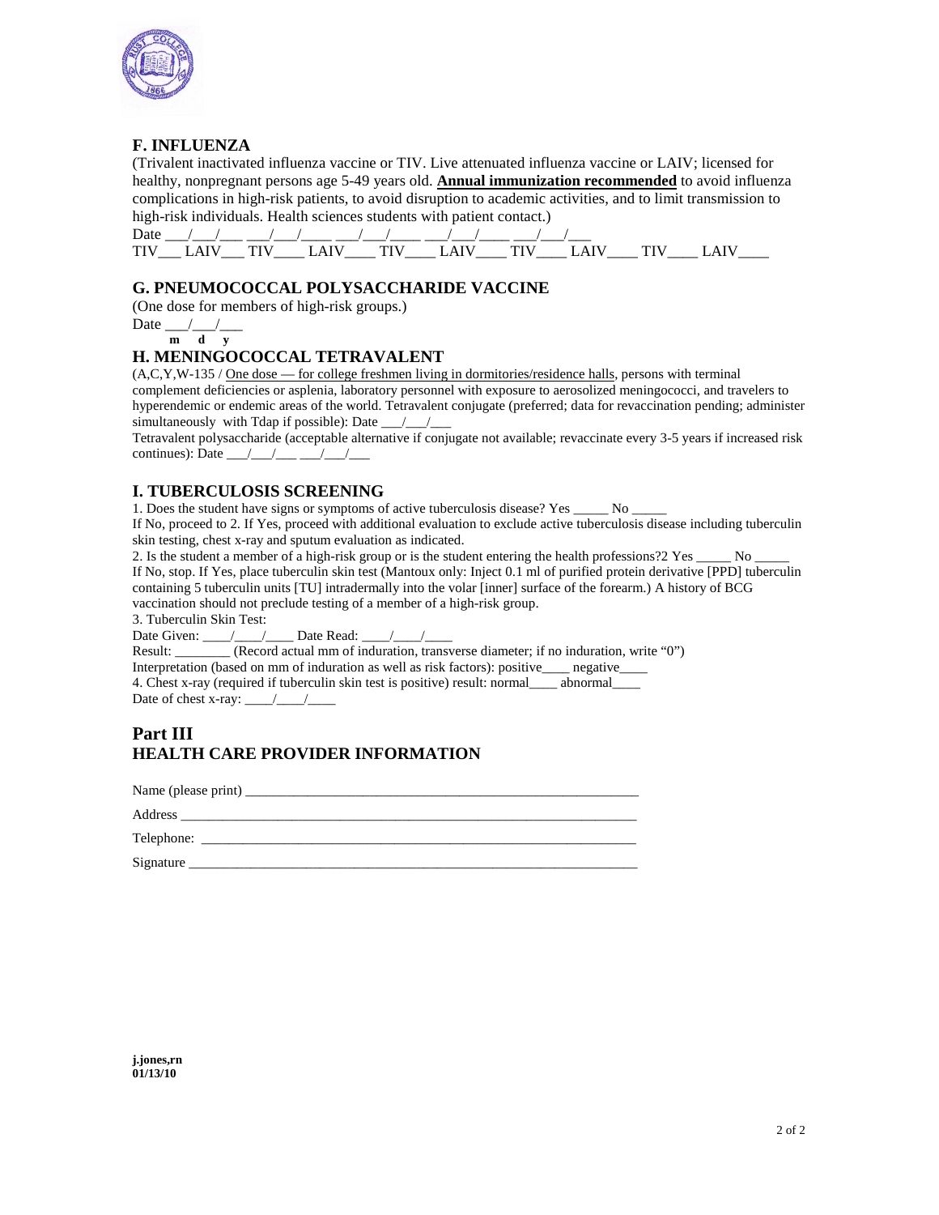## F. INFLUENZA

(Trivalent inactivated influenza vaccine or TIV. Live attenuated influenza vaccine or LAIV; licensed for healthy, nonpregnant persons age 5-49 years old. **Annual immunization recommended** to avoid influenza complications in high-risk patients, to avoid disruption to academic activities, and to limit transmission to high-risk individuals. Health sciences students with patient contact.)

Date \_\_\_/\_\_\_/\_\_\_ \_\_\_/\_\_\_/\_\_\_\_ \_\_\_/\_\_\_/\_\_\_\_ \_\_\_/\_\_\_/\_\_\_\_ \_\_\_/\_\_\_/\_\_\_

TIV\_\_\_ LAIV\_\_\_ TIV\_\_\_\_ LAIV\_\_\_\_ TIV\_\_\_\_ LAIV\_\_\_\_ TIV\_\_\_\_ LAIV\_\_\_\_ TIV\_\_\_\_ LAIV\_\_\_\_

## G. PNEUMOCOCCAL POLYSACCHARIDE VACCINE

(One dose for members of high-risk groups.)

Date \_\_\_/\_\_\_/\_\_\_
**m d y**

## H. MENINGOCOCCAL TETRAVALENT

(A,C,Y,W-135 / One dose — for college freshmen living in dormitories/residence halls, persons with terminal complement deficiencies or asplenia, laboratory personnel with exposure to aerosolized meningococci, and travelers to hyperendemic or endemic areas of the world. Tetravalent conjugate (preferred; data for revaccination pending; administer simultaneously with Tdap if possible): Date \_\_\_/\_\_\_/\_\_\_

Tetravalent polysaccharide (acceptable alternative if conjugate not available; revaccinate every 3-5 years if increased risk continues): Date \_\_\_/\_\_\_/\_\_\_ \_\_\_/\_\_\_/\_\_\_

## I. TUBERCULOSIS SCREENING

1. Does the student have signs or symptoms of active tuberculosis disease? Yes \_\_\_\_\_ No \_\_\_\_\_

If No, proceed to 2. If Yes, proceed with additional evaluation to exclude active tuberculosis disease including tuberculin skin testing, chest x-ray and sputum evaluation as indicated.

2. Is the student a member of a high-risk group or is the student entering the health professions?2 Yes \_\_\_\_\_ No \_\_\_\_\_

If No, stop. If Yes, place tuberculin skin test (Mantoux only: Inject 0.1 ml of purified protein derivative [PPD] tuberculin containing 5 tuberculin units [TU] intradermally into the volar [inner] surface of the forearm.) A history of BCG vaccination should not preclude testing of a member of a high-risk group.

3. Tuberculin Skin Test:

Date Given: \_\_\_\_/\_\_\_\_/\_\_\_\_ Date Read: \_\_\_\_/\_\_\_\_/\_\_\_\_

Result: \_\_\_\_\_\_\_\_ (Record actual mm of induration, transverse diameter; if no induration, write "0")

Interpretation (based on mm of induration as well as risk factors): positive\_\_\_\_ negative\_\_\_\_

4. Chest x-ray (required if tuberculin skin test is positive) result: normal\_\_\_\_ abnormal\_\_\_\_

Date of chest x-ray: \_\_\_\_/\_\_\_\_/\_\_\_\_

# Part III
# HEALTH CARE PROVIDER INFORMATION

Name (please print) \_\_\_\_\_\_\_\_\_\_\_\_\_\_\_\_\_\_\_\_\_\_\_\_\_\_\_\_\_\_\_\_\_\_\_\_\_\_\_\_\_\_\_\_\_\_\_\_\_\_\_\_\_\_\_\_

Address \_\_\_\_\_\_\_\_\_\_\_\_\_\_\_\_\_\_\_\_\_\_\_\_\_\_\_\_\_\_\_\_\_\_\_\_\_\_\_\_\_\_\_\_\_\_\_\_\_\_\_\_\_\_\_\_\_\_\_\_\_\_\_\_

Telephone: \_\_\_\_\_\_\_\_\_\_\_\_\_\_\_\_\_\_\_\_\_\_\_\_\_\_\_\_\_\_\_\_\_\_\_\_\_\_\_\_\_\_\_\_\_\_\_\_\_\_\_\_\_\_\_\_\_\_\_\_\_\_

Signature \_\_\_\_\_\_\_\_\_\_\_\_\_\_\_\_\_\_\_\_\_\_\_\_\_\_\_\_\_\_\_\_\_\_\_\_\_\_\_\_\_\_\_\_\_\_\_\_\_\_\_\_\_\_\_\_\_\_\_\_\_\_\_

**j.jones,rn**
**01/13/10**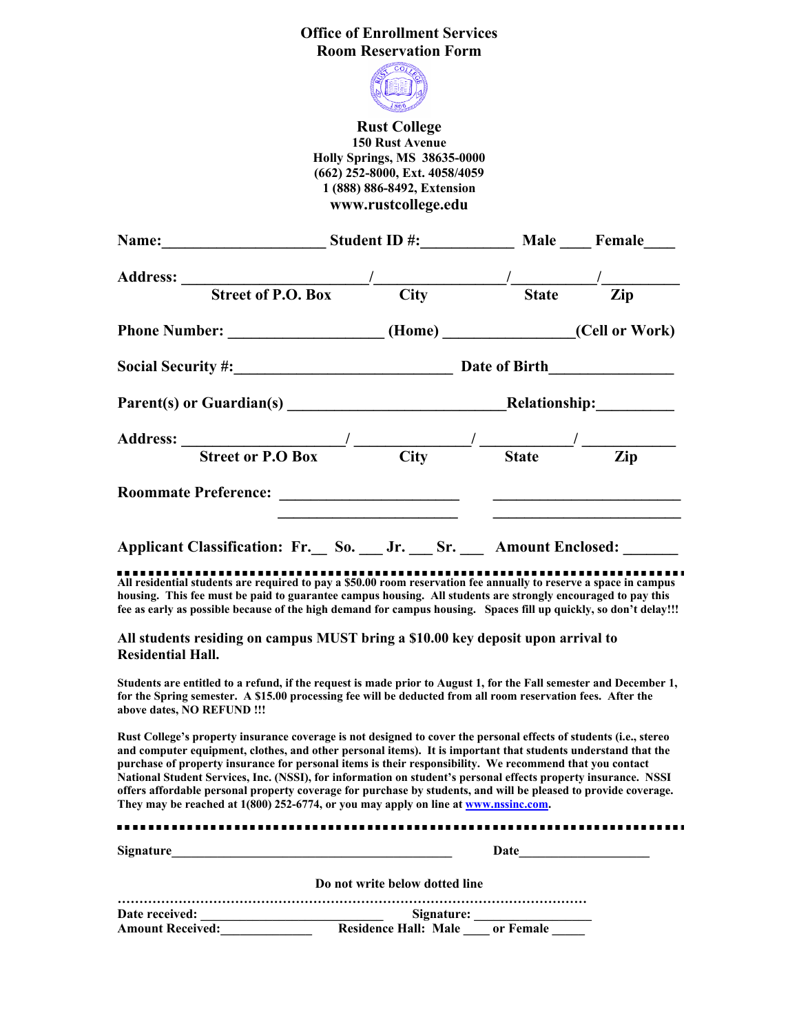# Office of Enrollment Services
## Room Reservation Form

**Rust College**
**150 Rust Avenue**
**Holly Springs, MS 38635-0000**
**(662) 252-8000, Ext. 4058/4059**
**1 (888) 886-8492, Extension**
**www.rustcollege.edu**

**Name:**____________________ **Student ID #:**___________ **Male** ____ **Female**____

**Address:** _______________________/_______________/_________/_________
**Street of P.O. Box** **City** **State** **Zip**

**Phone Number:** __________________ **(Home)** ______________**(Cell or Work)**

**Social Security #:**__________________________ **Date of Birth**______________

**Parent(s) or Guardian(s)** __________________________**Relationship:**_________

**Address:** ____________________/ _____________/ ___________/ ___________
**Street or P.O Box** **City** **State** **Zip**

**Roommate Preference:** ______________________ ______________________
______________________ ______________________

**Applicant Classification: Fr.**__ **So.** ___ **Jr.** ___ **Sr.** ___ **Amount Enclosed:** _______

---

**All residential students are required to pay a $50.00 room reservation fee annually to reserve a space in campus housing. This fee must be paid to guarantee campus housing. All students are strongly encouraged to pay this fee as early as possible because of the high demand for campus housing. Spaces fill up quickly, so don't delay!!!**

**All students residing on campus MUST bring a $10.00 key deposit upon arrival to Residential Hall.**

**Students are entitled to a refund, if the request is made prior to August 1, for the Fall semester and December 1, for the Spring semester. A $15.00 processing fee will be deducted from all room reservation fees. After the above dates, NO REFUND !!!**

**Rust College's property insurance coverage is not designed to cover the personal effects of students (i.e., stereo and computer equipment, clothes, and other personal items). It is important that students understand that the purchase of property insurance for personal items is their responsibility. We recommend that you contact National Student Services, Inc. (NSSI), for information on student's personal effects property insurance. NSSI offers affordable personal property coverage for purchase by students, and will be pleased to provide coverage. They may be reached at 1(800) 252-6774, or you may apply on line at www.nssinc.com.**

---

**Signature**________________________________________ **Date**__________________

**Do not write below dotted line**

................................................................................................................

**Date received:** _________________________ **Signature:** ________________
**Amount Received:**_____________ **Residence Hall: Male** ____ **or Female** _____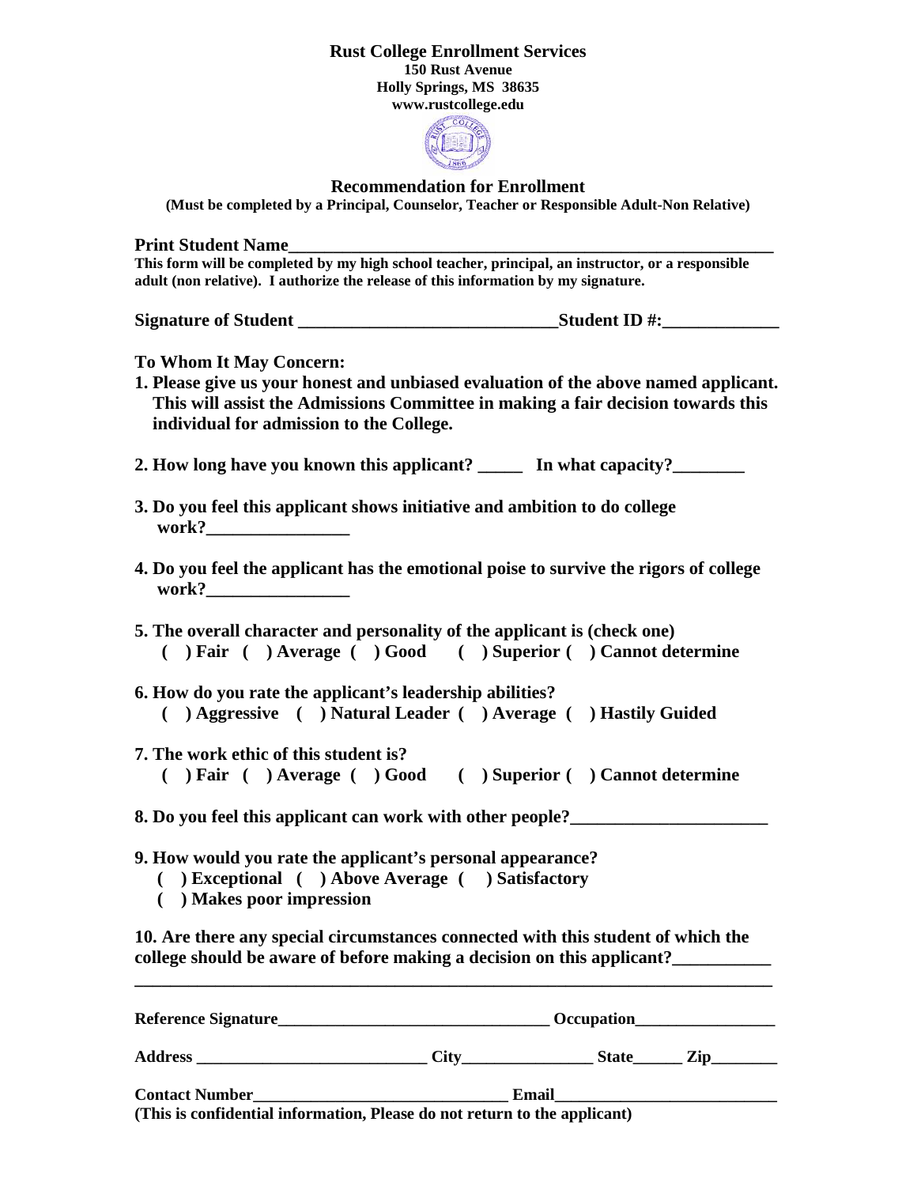**Rust College Enrollment Services**
**150 Rust Avenue**
**Holly Springs, MS 38635**
**www.rustcollege.edu**

## Recommendation for Enrollment

**(Must be completed by a Principal, Counselor, Teacher or Responsible Adult-Non Relative)**

**Print Student Name**_________________________________________________________

**This form will be completed by my high school teacher, principal, an instructor, or a responsible adult (non relative). I authorize the release of this information by my signature.**

**Signature of Student** _____________________________**Student ID #:**_____________

**To Whom It May Concern:**

**1. Please give us your honest and unbiased evaluation of the above named applicant. This will assist the Admissions Committee in making a fair decision towards this individual for admission to the College.**

**2. How long have you known this applicant?** _____ **In what capacity?**________

**3. Do you feel this applicant shows initiative and ambition to do college work?**________________

**4. Do you feel the applicant has the emotional poise to survive the rigors of college work?**________________

**5. The overall character and personality of the applicant is (check one)**
**( ) Fair ( ) Average ( ) Good ( ) Superior ( ) Cannot determine**

**6. How do you rate the applicant's leadership abilities?**
**( ) Aggressive ( ) Natural Leader ( ) Average ( ) Hastily Guided**

**7. The work ethic of this student is?**
**( ) Fair ( ) Average ( ) Good ( ) Superior ( ) Cannot determine**

**8. Do you feel this applicant can work with other people?**______________________

**9. How would you rate the applicant's personal appearance?**
**( ) Exceptional ( ) Above Average ( ) Satisfactory**
**( ) Makes poor impression**

**10. Are there any special circumstances connected with this student of which the college should be aware of before making a decision on this applicant?**___________
_____________________________________________________________________________

**Reference Signature**________________________________ **Occupation**_________________

**Address** ___________________________ **City**_______________ **State**______ **Zip**________

**Contact Number**______________________________ **Email**__________________________

**(This is confidential information, Please do not return to the applicant)**